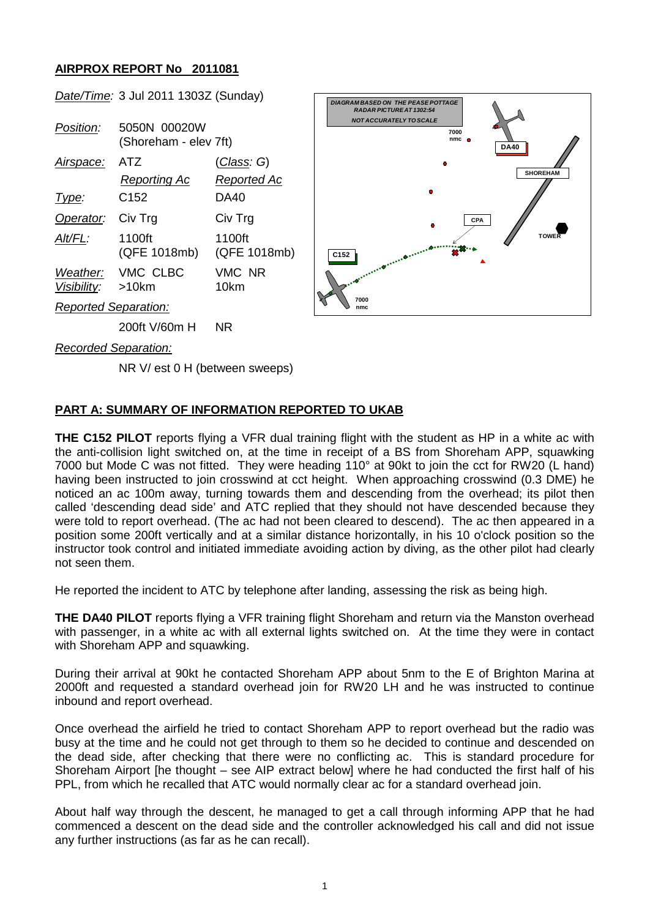## AIRPROX REPORT No 2011081

| | | |
|---|---|---|
| *Date/Time:* | 3 Jul 2011 1303Z (Sunday) | |
| *Position:* | 5050N 00020W (Shoreham - elev 7ft) | |
| *Airspace:* | ATZ | (*Class:* G) |
| | *Reporting Ac* | *Reported Ac* |
| *Type:* | C152 | DA40 |
| *Operator:* | Civ Trg | Civ Trg |
| *Alt/FL:* | 1100ft (QFE 1018mb) | 1100ft (QFE 1018mb) |
| *Weather:* | VMC CLBC | VMC NR |
| *Visibility:* | >10km | 10km |
| *Reported Separation:* | | |
| | 200ft V/60m H | NR |
| *Recorded Separation:* | | |
| | NR V/ est 0 H (between sweeps) | |

DIAGRAM BASED ON THE PEASE POTTAGE RADAR PICTURE AT 1302:54
NOT ACCURATELY TO SCALE

## PART A: SUMMARY OF INFORMATION REPORTED TO UKAB

**THE C152 PILOT** reports flying a VFR dual training flight with the student as HP in a white ac with the anti-collision light switched on, at the time in receipt of a BS from Shoreham APP, squawking 7000 but Mode C was not fitted. They were heading 110° at 90kt to join the cct for RW20 (L hand) having been instructed to join crosswind at cct height. When approaching crosswind (0.3 DME) he noticed an ac 100m away, turning towards them and descending from the overhead; its pilot then called 'descending dead side' and ATC replied that they should not have descended because they were told to report overhead. (The ac had not been cleared to descend). The ac then appeared in a position some 200ft vertically and at a similar distance horizontally, in his 10 o'clock position so the instructor took control and initiated immediate avoiding action by diving, as the other pilot had clearly not seen them.

He reported the incident to ATC by telephone after landing, assessing the risk as being high.

**THE DA40 PILOT** reports flying a VFR training flight Shoreham and return via the Manston overhead with passenger, in a white ac with all external lights switched on. At the time they were in contact with Shoreham APP and squawking.

During their arrival at 90kt he contacted Shoreham APP about 5nm to the E of Brighton Marina at 2000ft and requested a standard overhead join for RW20 LH and he was instructed to continue inbound and report overhead.

Once overhead the airfield he tried to contact Shoreham APP to report overhead but the radio was busy at the time and he could not get through to them so he decided to continue and descended on the dead side, after checking that there were no conflicting ac. This is standard procedure for Shoreham Airport [he thought – see AIP extract below] where he had conducted the first half of his PPL, from which he recalled that ATC would normally clear ac for a standard overhead join.

About half way through the descent, he managed to get a call through informing APP that he had commenced a descent on the dead side and the controller acknowledged his call and did not issue any further instructions (as far as he can recall).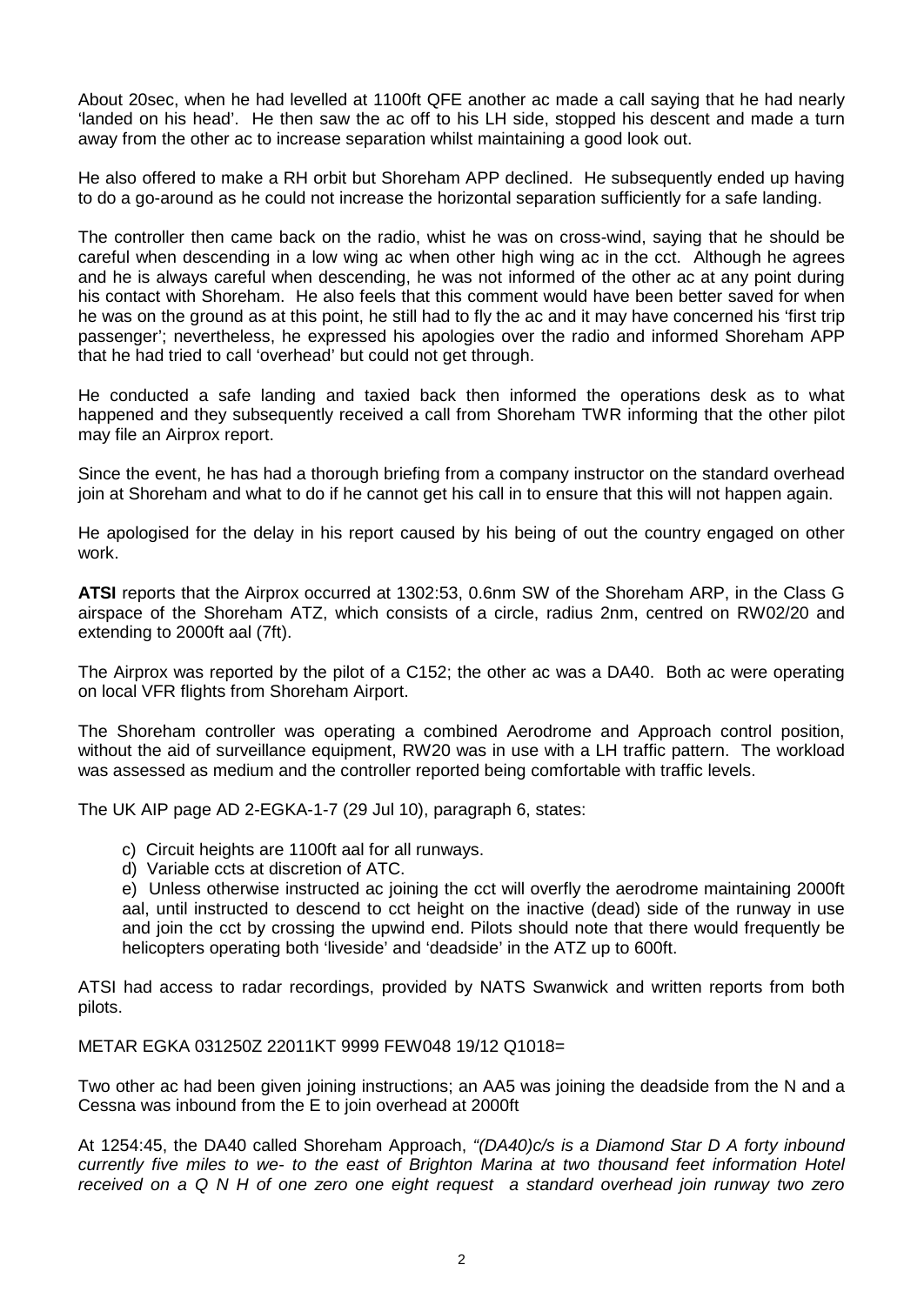About 20sec, when he had levelled at 1100ft QFE another ac made a call saying that he had nearly 'landed on his head'. He then saw the ac off to his LH side, stopped his descent and made a turn away from the other ac to increase separation whilst maintaining a good look out.

He also offered to make a RH orbit but Shoreham APP declined. He subsequently ended up having to do a go-around as he could not increase the horizontal separation sufficiently for a safe landing.

The controller then came back on the radio, whist he was on cross-wind, saying that he should be careful when descending in a low wing ac when other high wing ac in the cct. Although he agrees and he is always careful when descending, he was not informed of the other ac at any point during his contact with Shoreham. He also feels that this comment would have been better saved for when he was on the ground as at this point, he still had to fly the ac and it may have concerned his 'first trip passenger'; nevertheless, he expressed his apologies over the radio and informed Shoreham APP that he had tried to call 'overhead' but could not get through.

He conducted a safe landing and taxied back then informed the operations desk as to what happened and they subsequently received a call from Shoreham TWR informing that the other pilot may file an Airprox report.

Since the event, he has had a thorough briefing from a company instructor on the standard overhead join at Shoreham and what to do if he cannot get his call in to ensure that this will not happen again.

He apologised for the delay in his report caused by his being of out the country engaged on other work.

**ATSI** reports that the Airprox occurred at 1302:53, 0.6nm SW of the Shoreham ARP, in the Class G airspace of the Shoreham ATZ, which consists of a circle, radius 2nm, centred on RW02/20 and extending to 2000ft aal (7ft).

The Airprox was reported by the pilot of a C152; the other ac was a DA40. Both ac were operating on local VFR flights from Shoreham Airport.

The Shoreham controller was operating a combined Aerodrome and Approach control position, without the aid of surveillance equipment, RW20 was in use with a LH traffic pattern. The workload was assessed as medium and the controller reported being comfortable with traffic levels.

The UK AIP page AD 2-EGKA-1-7 (29 Jul 10), paragraph 6, states:

c) Circuit heights are 1100ft aal for all runways.

d) Variable ccts at discretion of ATC.

e) Unless otherwise instructed ac joining the cct will overfly the aerodrome maintaining 2000ft aal, until instructed to descend to cct height on the inactive (dead) side of the runway in use and join the cct by crossing the upwind end. Pilots should note that there would frequently be helicopters operating both 'liveside' and 'deadside' in the ATZ up to 600ft.

ATSI had access to radar recordings, provided by NATS Swanwick and written reports from both pilots.

METAR EGKA 031250Z 22011KT 9999 FEW048 19/12 Q1018=

Two other ac had been given joining instructions; an AA5 was joining the deadside from the N and a Cessna was inbound from the E to join overhead at 2000ft

At 1254:45, the DA40 called Shoreham Approach, *"(DA40)c/s is a Diamond Star D A forty inbound currently five miles to we- to the east of Brighton Marina at two thousand feet information Hotel received on a Q N H of one zero one eight request a standard overhead join runway two zero*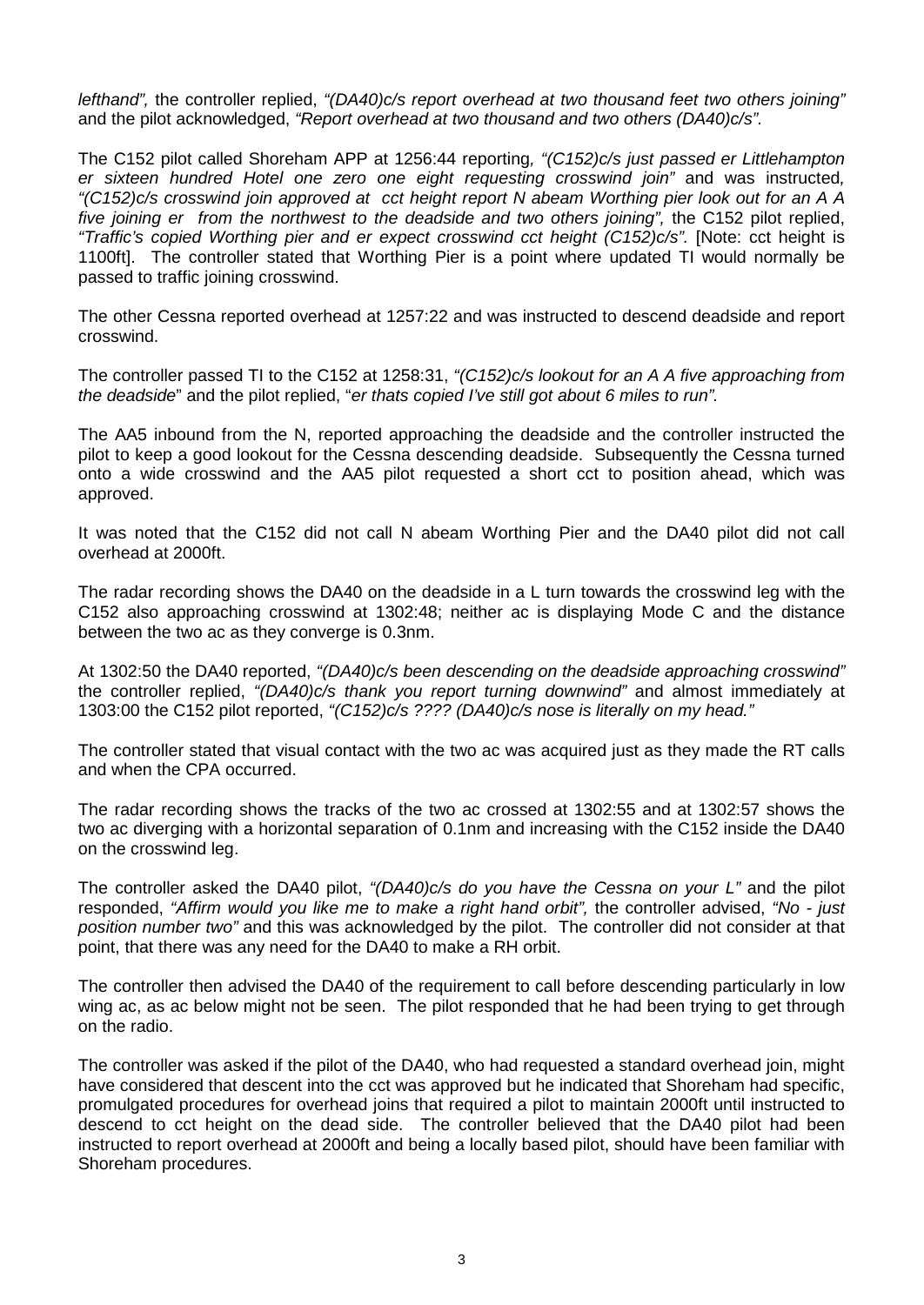*lefthand",* the controller replied, *"(DA40)c/s report overhead at two thousand feet two others joining"* and the pilot acknowledged, *"Report overhead at two thousand and two others (DA40)c/s".*

The C152 pilot called Shoreham APP at 1256:44 reporting*, "(C152)c/s just passed er Littlehampton er sixteen hundred Hotel one zero one eight requesting crosswind join"* and was instructed*, "(C152)c/s crosswind join approved at cct height report N abeam Worthing pier look out for an A A five joining er from the northwest to the deadside and two others joining",* the C152 pilot replied, *"Traffic's copied Worthing pier and er expect crosswind cct height (C152)c/s".* [Note: cct height is 1100ft]. The controller stated that Worthing Pier is a point where updated TI would normally be passed to traffic joining crosswind.

The other Cessna reported overhead at 1257:22 and was instructed to descend deadside and report crosswind.

The controller passed TI to the C152 at 1258:31, *"(C152)c/s lookout for an A A five approaching from the deadside*" and the pilot replied, "*er thats copied I've still got about 6 miles to run".*

The AA5 inbound from the N, reported approaching the deadside and the controller instructed the pilot to keep a good lookout for the Cessna descending deadside. Subsequently the Cessna turned onto a wide crosswind and the AA5 pilot requested a short cct to position ahead, which was approved.

It was noted that the C152 did not call N abeam Worthing Pier and the DA40 pilot did not call overhead at 2000ft.

The radar recording shows the DA40 on the deadside in a L turn towards the crosswind leg with the C152 also approaching crosswind at 1302:48; neither ac is displaying Mode C and the distance between the two ac as they converge is 0.3nm.

At 1302:50 the DA40 reported, *"(DA40)c/s been descending on the deadside approaching crosswind"* the controller replied, *"(DA40)c/s thank you report turning downwind"* and almost immediately at 1303:00 the C152 pilot reported, *"(C152)c/s ???? (DA40)c/s nose is literally on my head."*

The controller stated that visual contact with the two ac was acquired just as they made the RT calls and when the CPA occurred.

The radar recording shows the tracks of the two ac crossed at 1302:55 and at 1302:57 shows the two ac diverging with a horizontal separation of 0.1nm and increasing with the C152 inside the DA40 on the crosswind leg.

The controller asked the DA40 pilot, *"(DA40)c/s do you have the Cessna on your L"* and the pilot responded, *"Affirm would you like me to make a right hand orbit",* the controller advised, *"No - just position number two"* and this was acknowledged by the pilot. The controller did not consider at that point, that there was any need for the DA40 to make a RH orbit.

The controller then advised the DA40 of the requirement to call before descending particularly in low wing ac, as ac below might not be seen. The pilot responded that he had been trying to get through on the radio.

The controller was asked if the pilot of the DA40, who had requested a standard overhead join, might have considered that descent into the cct was approved but he indicated that Shoreham had specific, promulgated procedures for overhead joins that required a pilot to maintain 2000ft until instructed to descend to cct height on the dead side. The controller believed that the DA40 pilot had been instructed to report overhead at 2000ft and being a locally based pilot, should have been familiar with Shoreham procedures.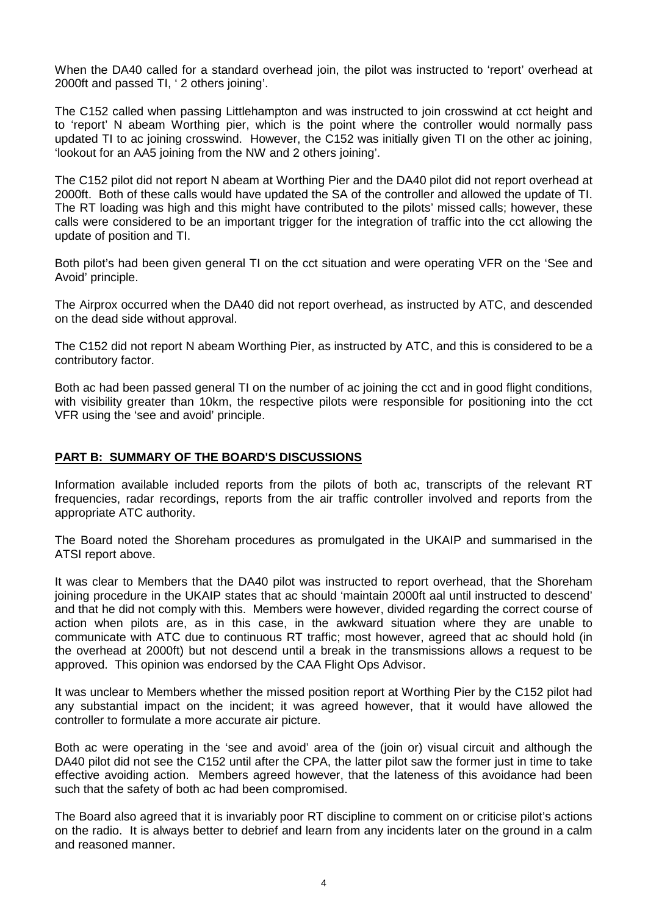When the DA40 called for a standard overhead join, the pilot was instructed to 'report' overhead at 2000ft and passed TI, ' 2 others joining'.

The C152 called when passing Littlehampton and was instructed to join crosswind at cct height and to 'report' N abeam Worthing pier, which is the point where the controller would normally pass updated TI to ac joining crosswind. However, the C152 was initially given TI on the other ac joining, 'lookout for an AA5 joining from the NW and 2 others joining'.

The C152 pilot did not report N abeam at Worthing Pier and the DA40 pilot did not report overhead at 2000ft. Both of these calls would have updated the SA of the controller and allowed the update of TI. The RT loading was high and this might have contributed to the pilots' missed calls; however, these calls were considered to be an important trigger for the integration of traffic into the cct allowing the update of position and TI.

Both pilot's had been given general TI on the cct situation and were operating VFR on the 'See and Avoid' principle.

The Airprox occurred when the DA40 did not report overhead, as instructed by ATC, and descended on the dead side without approval.

The C152 did not report N abeam Worthing Pier, as instructed by ATC, and this is considered to be a contributory factor.

Both ac had been passed general TI on the number of ac joining the cct and in good flight conditions, with visibility greater than 10km, the respective pilots were responsible for positioning into the cct VFR using the 'see and avoid' principle.

## PART B: SUMMARY OF THE BOARD'S DISCUSSIONS

Information available included reports from the pilots of both ac, transcripts of the relevant RT frequencies, radar recordings, reports from the air traffic controller involved and reports from the appropriate ATC authority.

The Board noted the Shoreham procedures as promulgated in the UKAIP and summarised in the ATSI report above.

It was clear to Members that the DA40 pilot was instructed to report overhead, that the Shoreham joining procedure in the UKAIP states that ac should 'maintain 2000ft aal until instructed to descend' and that he did not comply with this. Members were however, divided regarding the correct course of action when pilots are, as in this case, in the awkward situation where they are unable to communicate with ATC due to continuous RT traffic; most however, agreed that ac should hold (in the overhead at 2000ft) but not descend until a break in the transmissions allows a request to be approved. This opinion was endorsed by the CAA Flight Ops Advisor.

It was unclear to Members whether the missed position report at Worthing Pier by the C152 pilot had any substantial impact on the incident; it was agreed however, that it would have allowed the controller to formulate a more accurate air picture.

Both ac were operating in the 'see and avoid' area of the (join or) visual circuit and although the DA40 pilot did not see the C152 until after the CPA, the latter pilot saw the former just in time to take effective avoiding action. Members agreed however, that the lateness of this avoidance had been such that the safety of both ac had been compromised.

The Board also agreed that it is invariably poor RT discipline to comment on or criticise pilot's actions on the radio. It is always better to debrief and learn from any incidents later on the ground in a calm and reasoned manner.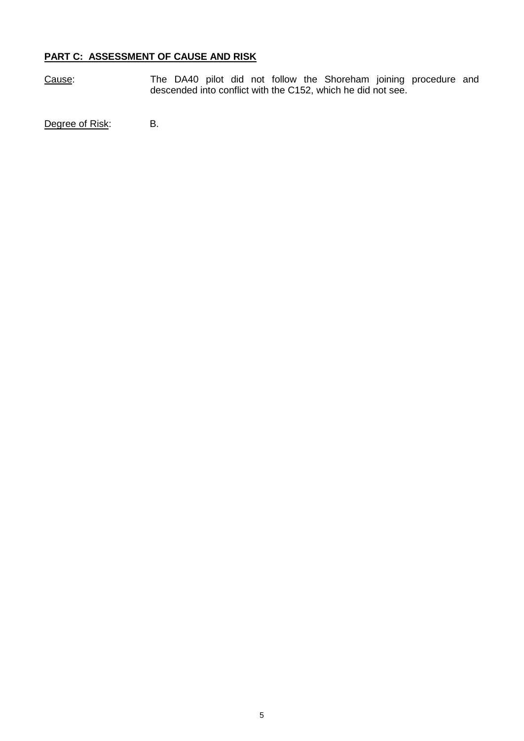**PART C: ASSESSMENT OF CAUSE AND RISK**

Cause: The DA40 pilot did not follow the Shoreham joining procedure and descended into conflict with the C152, which he did not see.

Degree of Risk: B.